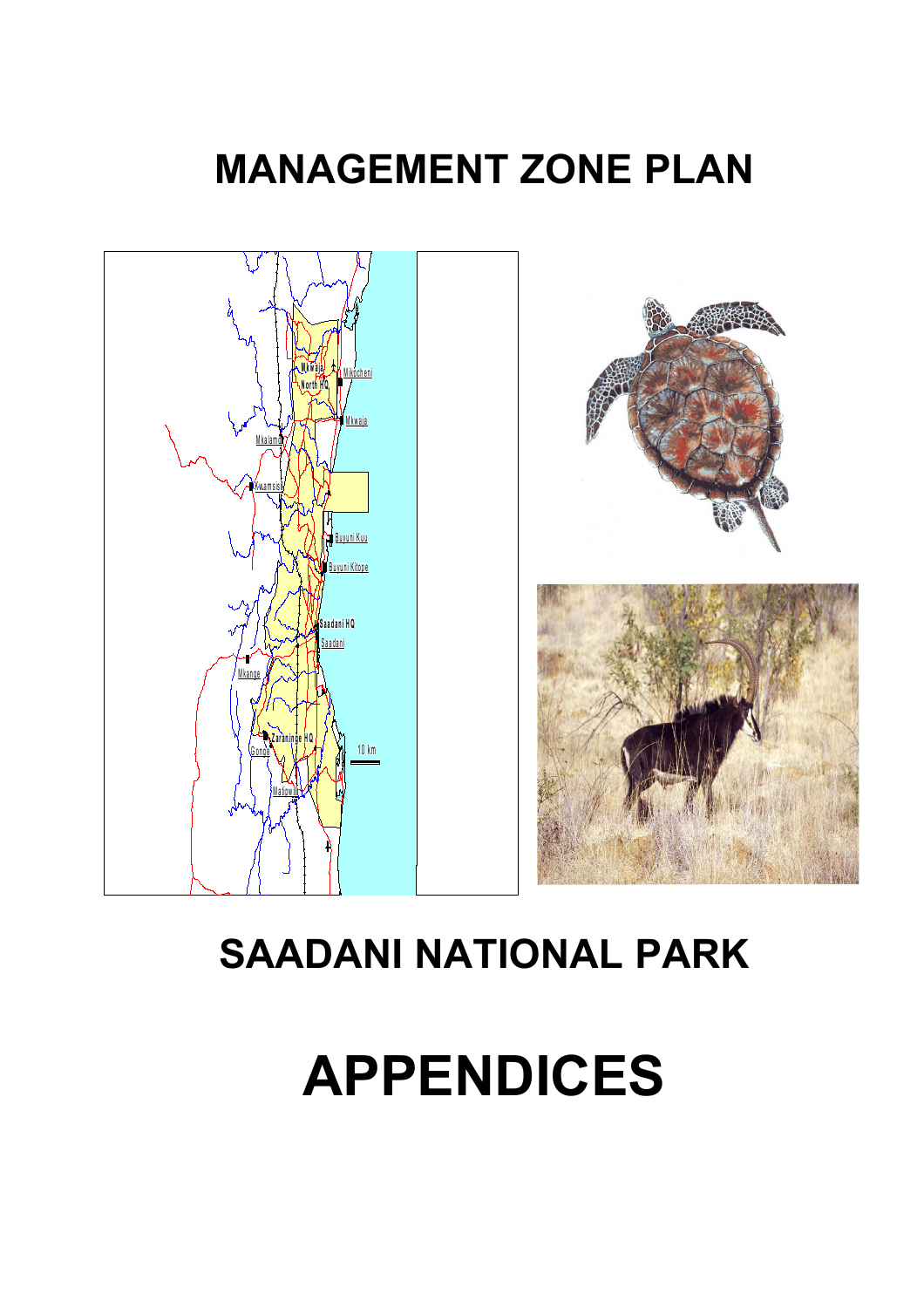# MANAGEMENT ZONE PLAN

# SAADANI NATIONAL PARK

# APPENDICES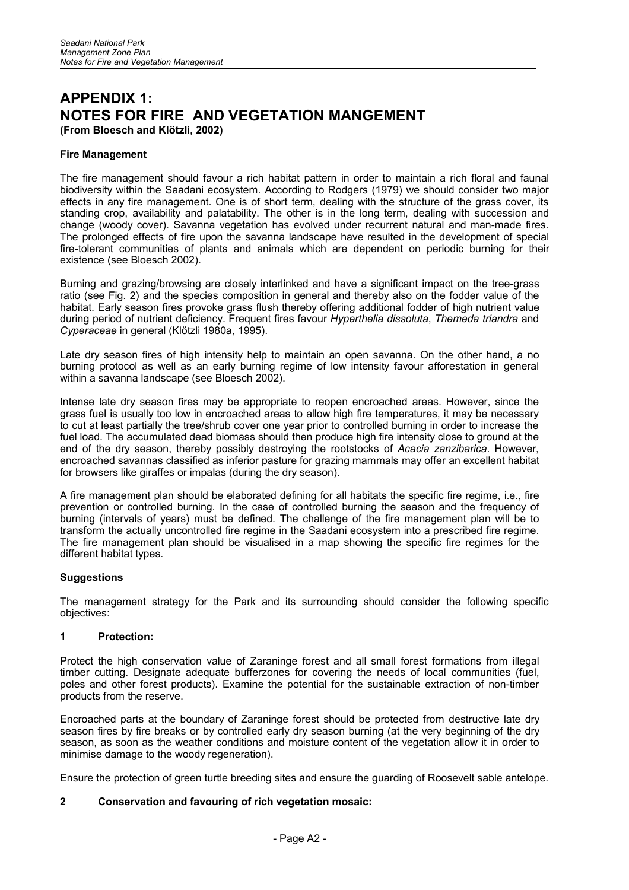# APPENDIX 1: NOTES FOR FIRE AND VEGETATION MANGEMENT

**(From Bloesch and Klötzli, 2002)**

**Fire Management**

The fire management should favour a rich habitat pattern in order to maintain a rich floral and faunal biodiversity within the Saadani ecosystem. According to Rodgers (1979) we should consider two major effects in any fire management. One is of short term, dealing with the structure of the grass cover, its standing crop, availability and palatability. The other is in the long term, dealing with succession and change (woody cover). Savanna vegetation has evolved under recurrent natural and man-made fires. The prolonged effects of fire upon the savanna landscape have resulted in the development of special fire-tolerant communities of plants and animals which are dependent on periodic burning for their existence (see Bloesch 2002).

Burning and grazing/browsing are closely interlinked and have a significant impact on the tree-grass ratio (see Fig. 2) and the species composition in general and thereby also on the fodder value of the habitat. Early season fires provoke grass flush thereby offering additional fodder of high nutrient value during period of nutrient deficiency. Frequent fires favour *Hyperthelia dissoluta*, *Themeda triandra* and *Cyperaceae* in general (Klötzli 1980a, 1995).

Late dry season fires of high intensity help to maintain an open savanna. On the other hand, a no burning protocol as well as an early burning regime of low intensity favour afforestation in general within a savanna landscape (see Bloesch 2002).

Intense late dry season fires may be appropriate to reopen encroached areas. However, since the grass fuel is usually too low in encroached areas to allow high fire temperatures, it may be necessary to cut at least partially the tree/shrub cover one year prior to controlled burning in order to increase the fuel load. The accumulated dead biomass should then produce high fire intensity close to ground at the end of the dry season, thereby possibly destroying the rootstocks of *Acacia zanzibarica*. However, encroached savannas classified as inferior pasture for grazing mammals may offer an excellent habitat for browsers like giraffes or impalas (during the dry season).

A fire management plan should be elaborated defining for all habitats the specific fire regime, i.e., fire prevention or controlled burning. In the case of controlled burning the season and the frequency of burning (intervals of years) must be defined. The challenge of the fire management plan will be to transform the actually uncontrolled fire regime in the Saadani ecosystem into a prescribed fire regime. The fire management plan should be visualised in a map showing the specific fire regimes for the different habitat types.

**Suggestions**

The management strategy for the Park and its surrounding should consider the following specific objectives:

**1 Protection:**

Protect the high conservation value of Zaraninge forest and all small forest formations from illegal timber cutting. Designate adequate bufferzones for covering the needs of local communities (fuel, poles and other forest products). Examine the potential for the sustainable extraction of non-timber products from the reserve.

Encroached parts at the boundary of Zaraninge forest should be protected from destructive late dry season fires by fire breaks or by controlled early dry season burning (at the very beginning of the dry season, as soon as the weather conditions and moisture content of the vegetation allow it in order to minimise damage to the woody regeneration).

Ensure the protection of green turtle breeding sites and ensure the guarding of Roosevelt sable antelope.

**2 Conservation and favouring of rich vegetation mosaic:**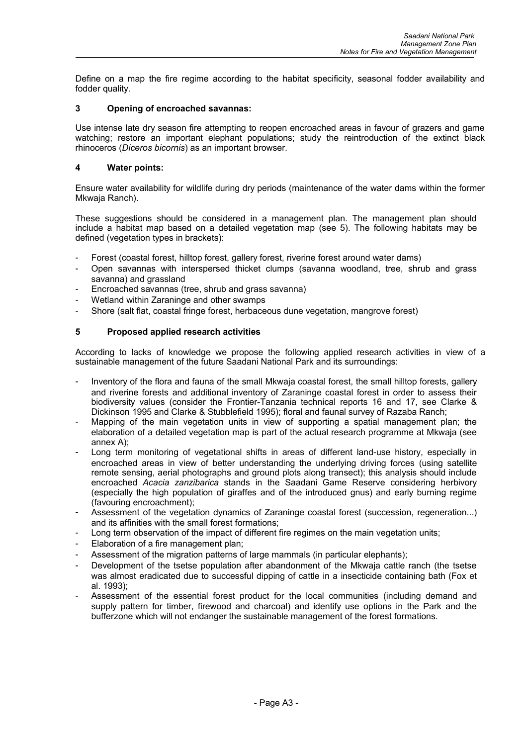Define on a map the fire regime according to the habitat specificity, seasonal fodder availability and fodder quality.

### 3 Opening of encroached savannas:

Use intense late dry season fire attempting to reopen encroached areas in favour of grazers and game watching; restore an important elephant populations; study the reintroduction of the extinct black rhinoceros (*Diceros bicornis*) as an important browser.

### 4 Water points:

Ensure water availability for wildlife during dry periods (maintenance of the water dams within the former Mkwaja Ranch).

These suggestions should be considered in a management plan. The management plan should include a habitat map based on a detailed vegetation map (see 5). The following habitats may be defined (vegetation types in brackets):

- Forest (coastal forest, hilltop forest, gallery forest, riverine forest around water dams)
- Open savannas with interspersed thicket clumps (savanna woodland, tree, shrub and grass savanna) and grassland
- Encroached savannas (tree, shrub and grass savanna)
- Wetland within Zaraninge and other swamps
- Shore (salt flat, coastal fringe forest, herbaceous dune vegetation, mangrove forest)

### 5 Proposed applied research activities

According to lacks of knowledge we propose the following applied research activities in view of a sustainable management of the future Saadani National Park and its surroundings:

- Inventory of the flora and fauna of the small Mkwaja coastal forest, the small hilltop forests, gallery and riverine forests and additional inventory of Zaraninge coastal forest in order to assess their biodiversity values (consider the Frontier-Tanzania technical reports 16 and 17, see Clarke & Dickinson 1995 and Clarke & Stubblefield 1995); floral and faunal survey of Razaba Ranch;
- Mapping of the main vegetation units in view of supporting a spatial management plan; the elaboration of a detailed vegetation map is part of the actual research programme at Mkwaja (see annex A);
- Long term monitoring of vegetational shifts in areas of different land-use history, especially in encroached areas in view of better understanding the underlying driving forces (using satellite remote sensing, aerial photographs and ground plots along transect); this analysis should include encroached *Acacia zanzibarica* stands in the Saadani Game Reserve considering herbivory (especially the high population of giraffes and of the introduced gnus) and early burning regime (favouring encroachment);
- Assessment of the vegetation dynamics of Zaraninge coastal forest (succession, regeneration...) and its affinities with the small forest formations;
- Long term observation of the impact of different fire regimes on the main vegetation units;
- Elaboration of a fire management plan;
- Assessment of the migration patterns of large mammals (in particular elephants);
- Development of the tsetse population after abandonment of the Mkwaja cattle ranch (the tsetse was almost eradicated due to successful dipping of cattle in a insecticide containing bath (Fox et al. 1993);
- Assessment of the essential forest product for the local communities (including demand and supply pattern for timber, firewood and charcoal) and identify use options in the Park and the bufferzone which will not endanger the sustainable management of the forest formations.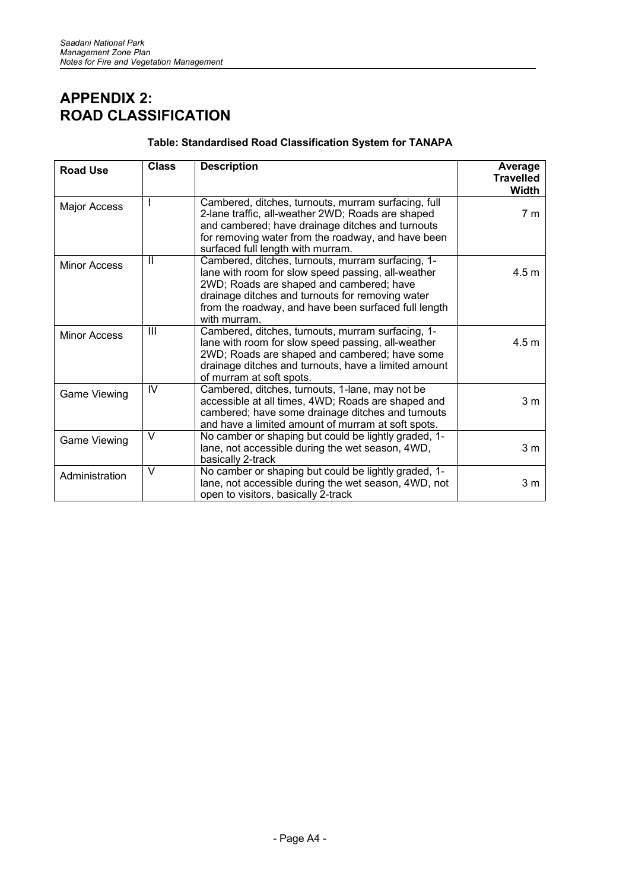# APPENDIX 2: ROAD CLASSIFICATION

**Table: Standardised Road Classification System for TANAPA**

| Road Use | Class | Description | Average Travelled Width |
|---|---|---|---|
| Major Access | I | Cambered, ditches, turnouts, murram surfacing, full 2-lane traffic, all-weather 2WD; Roads are shaped and cambered; have drainage ditches and turnouts for removing water from the roadway, and have been surfaced full length with murram. | 7 m |
| Minor Access | II | Cambered, ditches, turnouts, murram surfacing, 1-lane with room for slow speed passing, all-weather 2WD; Roads are shaped and cambered; have drainage ditches and turnouts for removing water from the roadway, and have been surfaced full length with murram. | 4.5 m |
| Minor Access | III | Cambered, ditches, turnouts, murram surfacing, 1-lane with room for slow speed passing, all-weather 2WD; Roads are shaped and cambered; have some drainage ditches and turnouts, have a limited amount of murram at soft spots. | 4.5 m |
| Game Viewing | IV | Cambered, ditches, turnouts, 1-lane, may not be accessible at all times, 4WD; Roads are shaped and cambered; have some drainage ditches and turnouts and have a limited amount of murram at soft spots. | 3 m |
| Game Viewing | V | No camber or shaping but could be lightly graded, 1-lane, not accessible during the wet season, 4WD, basically 2-track | 3 m |
| Administration | V | No camber or shaping but could be lightly graded, 1-lane, not accessible during the wet season, 4WD, not open to visitors, basically 2-track | 3 m |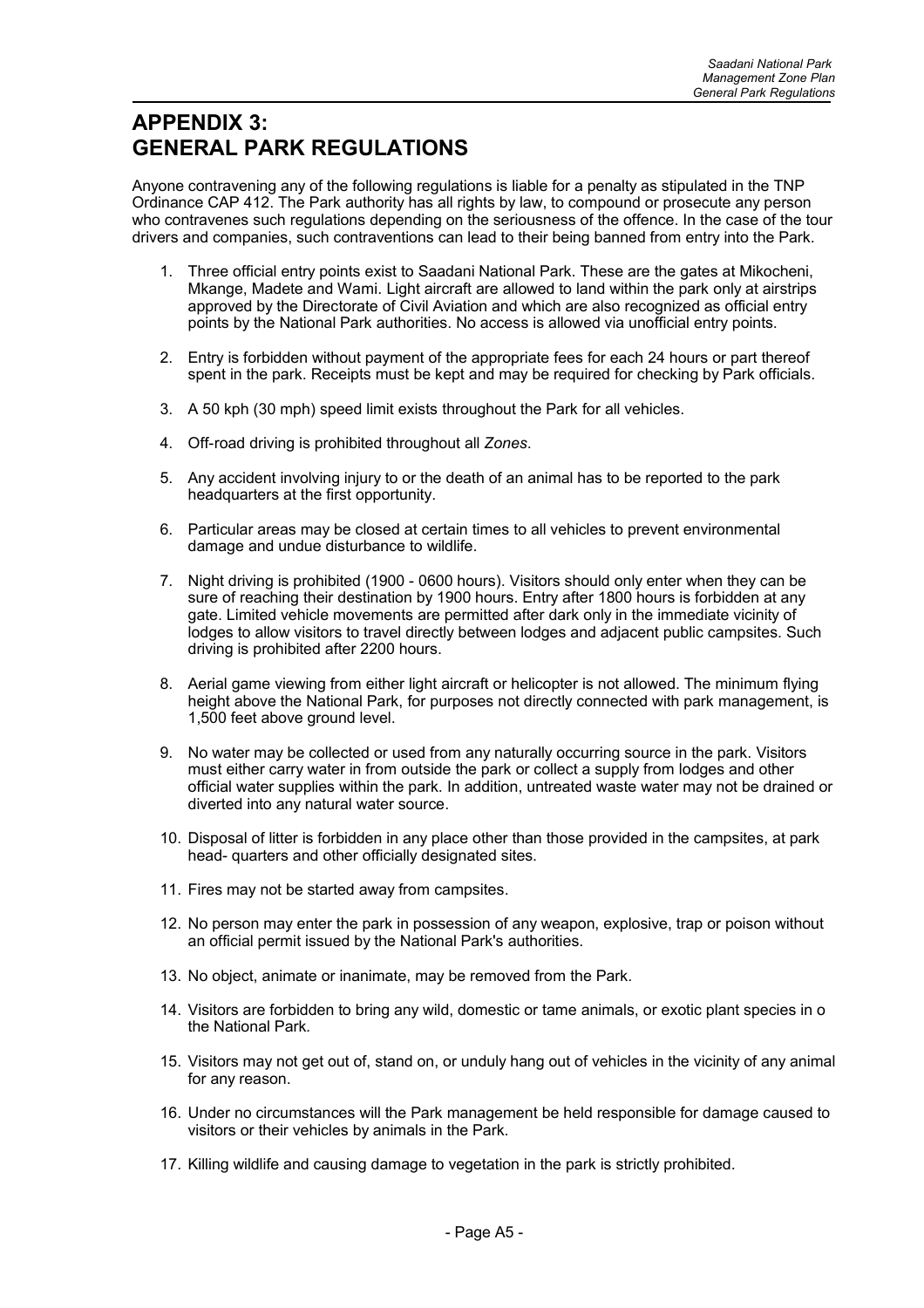# APPENDIX 3: GENERAL PARK REGULATIONS

Anyone contravening any of the following regulations is liable for a penalty as stipulated in the TNP Ordinance CAP 412. The Park authority has all rights by law, to compound or prosecute any person who contravenes such regulations depending on the seriousness of the offence. In the case of the tour drivers and companies, such contraventions can lead to their being banned from entry into the Park.

1. Three official entry points exist to Saadani National Park. These are the gates at Mikocheni, Mkange, Madete and Wami. Light aircraft are allowed to land within the park only at airstrips approved by the Directorate of Civil Aviation and which are also recognized as official entry points by the National Park authorities. No access is allowed via unofficial entry points.

2. Entry is forbidden without payment of the appropriate fees for each 24 hours or part thereof spent in the park. Receipts must be kept and may be required for checking by Park officials.

3. A 50 kph (30 mph) speed limit exists throughout the Park for all vehicles.

4. Off-road driving is prohibited throughout all *Zones*.

5. Any accident involving injury to or the death of an animal has to be reported to the park headquarters at the first opportunity.

6. Particular areas may be closed at certain times to all vehicles to prevent environmental damage and undue disturbance to wildlife.

7. Night driving is prohibited (1900 - 0600 hours). Visitors should only enter when they can be sure of reaching their destination by 1900 hours. Entry after 1800 hours is forbidden at any gate. Limited vehicle movements are permitted after dark only in the immediate vicinity of lodges to allow visitors to travel directly between lodges and adjacent public campsites. Such driving is prohibited after 2200 hours.

8. Aerial game viewing from either light aircraft or helicopter is not allowed. The minimum flying height above the National Park, for purposes not directly connected with park management, is 1,500 feet above ground level.

9. No water may be collected or used from any naturally occurring source in the park. Visitors must either carry water in from outside the park or collect a supply from lodges and other official water supplies within the park. In addition, untreated waste water may not be drained or diverted into any natural water source.

10. Disposal of litter is forbidden in any place other than those provided in the campsites, at park head- quarters and other officially designated sites.

11. Fires may not be started away from campsites.

12. No person may enter the park in possession of any weapon, explosive, trap or poison without an official permit issued by the National Park's authorities.

13. No object, animate or inanimate, may be removed from the Park.

14. Visitors are forbidden to bring any wild, domestic or tame animals, or exotic plant species in o the National Park.

15. Visitors may not get out of, stand on, or unduly hang out of vehicles in the vicinity of any animal for any reason.

16. Under no circumstances will the Park management be held responsible for damage caused to visitors or their vehicles by animals in the Park.

17. Killing wildlife and causing damage to vegetation in the park is strictly prohibited.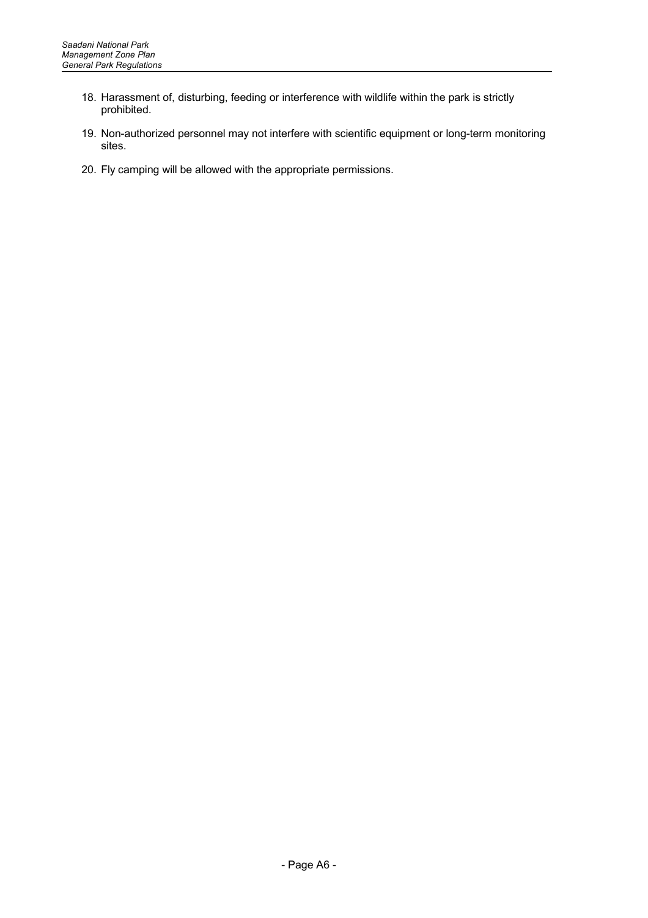18. Harassment of, disturbing, feeding or interference with wildlife within the park is strictly prohibited.

19. Non-authorized personnel may not interfere with scientific equipment or long-term monitoring sites.

20. Fly camping will be allowed with the appropriate permissions.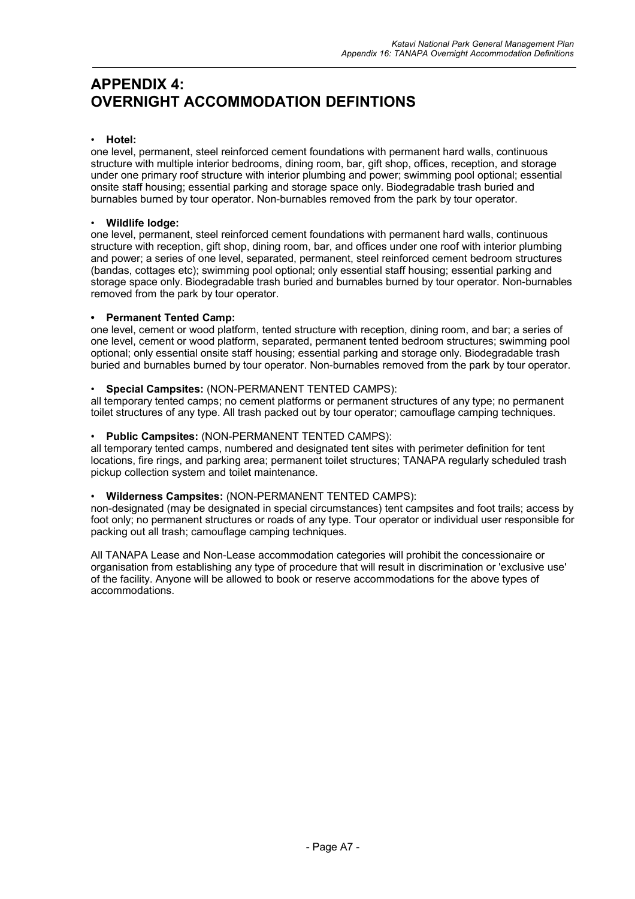# APPENDIX 4: OVERNIGHT ACCOMMODATION DEFINTIONS

- **Hotel:**

one level, permanent, steel reinforced cement foundations with permanent hard walls, continuous structure with multiple interior bedrooms, dining room, bar, gift shop, offices, reception, and storage under one primary roof structure with interior plumbing and power; swimming pool optional; essential onsite staff housing; essential parking and storage space only. Biodegradable trash buried and burnables burned by tour operator. Non-burnables removed from the park by tour operator.

- **Wildlife lodge:**

one level, permanent, steel reinforced cement foundations with permanent hard walls, continuous structure with reception, gift shop, dining room, bar, and offices under one roof with interior plumbing and power; a series of one level, separated, permanent, steel reinforced cement bedroom structures (bandas, cottages etc); swimming pool optional; only essential staff housing; essential parking and storage space only. Biodegradable trash buried and burnables burned by tour operator. Non-burnables removed from the park by tour operator.

- **Permanent Tented Camp:**

one level, cement or wood platform, tented structure with reception, dining room, and bar; a series of one level, cement or wood platform, separated, permanent tented bedroom structures; swimming pool optional; only essential onsite staff housing; essential parking and storage only. Biodegradable trash buried and burnables burned by tour operator. Non-burnables removed from the park by tour operator.

- **Special Campsites:** (NON-PERMANENT TENTED CAMPS):

all temporary tented camps; no cement platforms or permanent structures of any type; no permanent toilet structures of any type. All trash packed out by tour operator; camouflage camping techniques.

- **Public Campsites:** (NON-PERMANENT TENTED CAMPS):

all temporary tented camps, numbered and designated tent sites with perimeter definition for tent locations, fire rings, and parking area; permanent toilet structures; TANAPA regularly scheduled trash pickup collection system and toilet maintenance.

- **Wilderness Campsites:** (NON-PERMANENT TENTED CAMPS):

non-designated (may be designated in special circumstances) tent campsites and foot trails; access by foot only; no permanent structures or roads of any type. Tour operator or individual user responsible for packing out all trash; camouflage camping techniques.

All TANAPA Lease and Non-Lease accommodation categories will prohibit the concessionaire or organisation from establishing any type of procedure that will result in discrimination or 'exclusive use' of the facility. Anyone will be allowed to book or reserve accommodations for the above types of accommodations.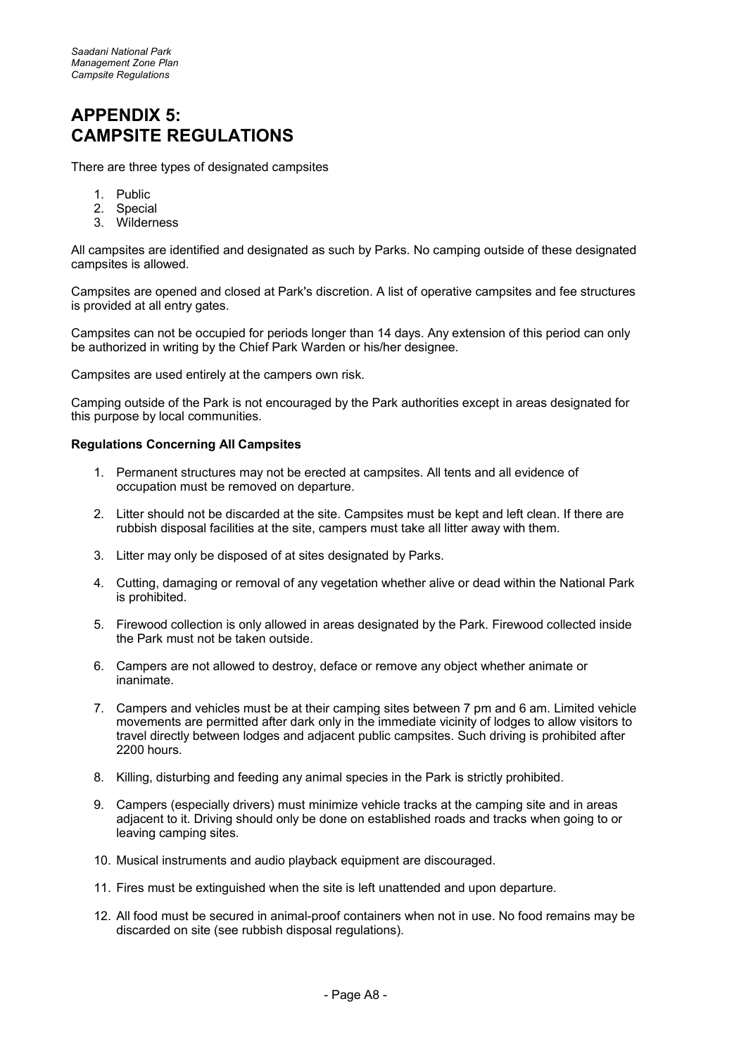# APPENDIX 5: CAMPSITE REGULATIONS

There are three types of designated campsites

1. Public
2. Special
3. Wilderness

All campsites are identified and designated as such by Parks. No camping outside of these designated campsites is allowed.

Campsites are opened and closed at Park's discretion. A list of operative campsites and fee structures is provided at all entry gates.

Campsites can not be occupied for periods longer than 14 days. Any extension of this period can only be authorized in writing by the Chief Park Warden or his/her designee.

Campsites are used entirely at the campers own risk.

Camping outside of the Park is not encouraged by the Park authorities except in areas designated for this purpose by local communities.

**Regulations Concerning All Campsites**

1. Permanent structures may not be erected at campsites. All tents and all evidence of occupation must be removed on departure.
2. Litter should not be discarded at the site. Campsites must be kept and left clean. If there are rubbish disposal facilities at the site, campers must take all litter away with them.
3. Litter may only be disposed of at sites designated by Parks.
4. Cutting, damaging or removal of any vegetation whether alive or dead within the National Park is prohibited.
5. Firewood collection is only allowed in areas designated by the Park. Firewood collected inside the Park must not be taken outside.
6. Campers are not allowed to destroy, deface or remove any object whether animate or inanimate.
7. Campers and vehicles must be at their camping sites between 7 pm and 6 am. Limited vehicle movements are permitted after dark only in the immediate vicinity of lodges to allow visitors to travel directly between lodges and adjacent public campsites. Such driving is prohibited after 2200 hours.
8. Killing, disturbing and feeding any animal species in the Park is strictly prohibited.
9. Campers (especially drivers) must minimize vehicle tracks at the camping site and in areas adjacent to it. Driving should only be done on established roads and tracks when going to or leaving camping sites.
10. Musical instruments and audio playback equipment are discouraged.
11. Fires must be extinguished when the site is left unattended and upon departure.
12. All food must be secured in animal-proof containers when not in use. No food remains may be discarded on site (see rubbish disposal regulations).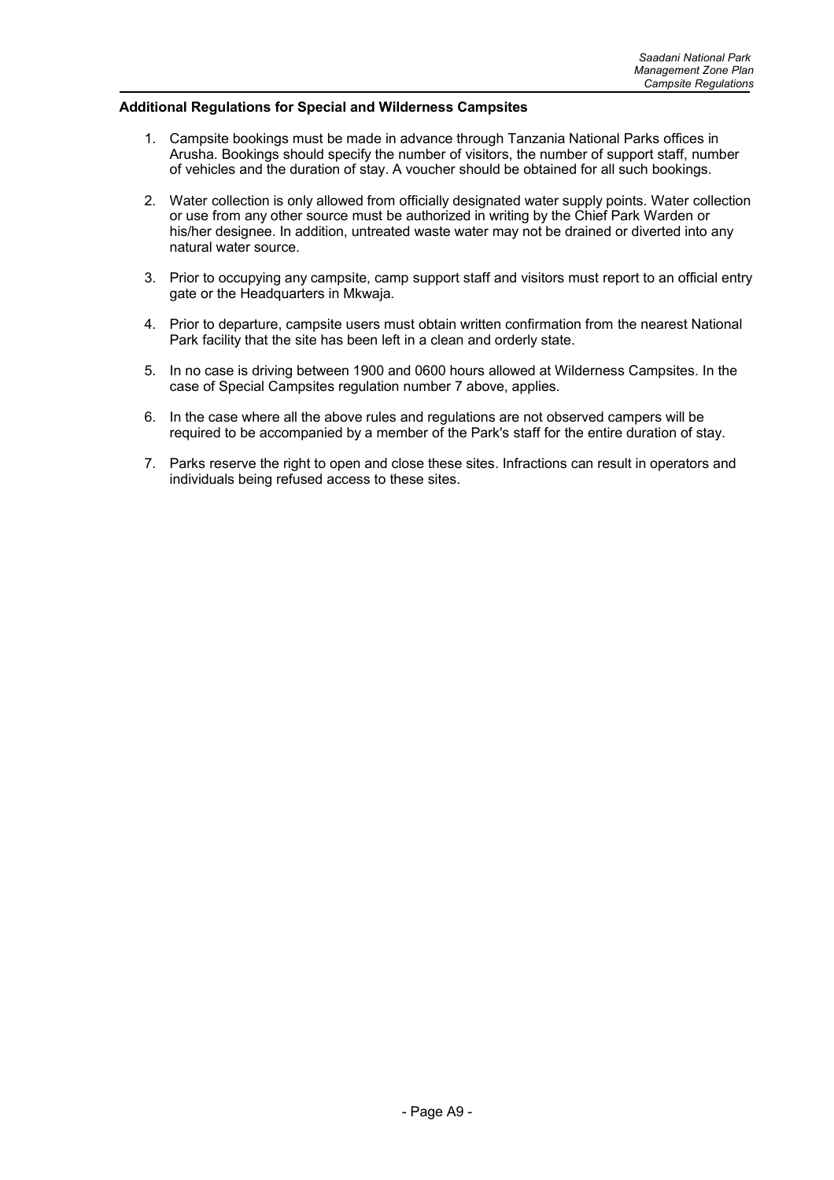**Additional Regulations for Special and Wilderness Campsites**

1. Campsite bookings must be made in advance through Tanzania National Parks offices in Arusha. Bookings should specify the number of visitors, the number of support staff, number of vehicles and the duration of stay. A voucher should be obtained for all such bookings.

2. Water collection is only allowed from officially designated water supply points. Water collection or use from any other source must be authorized in writing by the Chief Park Warden or his/her designee. In addition, untreated waste water may not be drained or diverted into any natural water source.

3. Prior to occupying any campsite, camp support staff and visitors must report to an official entry gate or the Headquarters in Mkwaja.

4. Prior to departure, campsite users must obtain written confirmation from the nearest National Park facility that the site has been left in a clean and orderly state.

5. In no case is driving between 1900 and 0600 hours allowed at Wilderness Campsites. In the case of Special Campsites regulation number 7 above, applies.

6. In the case where all the above rules and regulations are not observed campers will be required to be accompanied by a member of the Park's staff for the entire duration of stay.

7. Parks reserve the right to open and close these sites. Infractions can result in operators and individuals being refused access to these sites.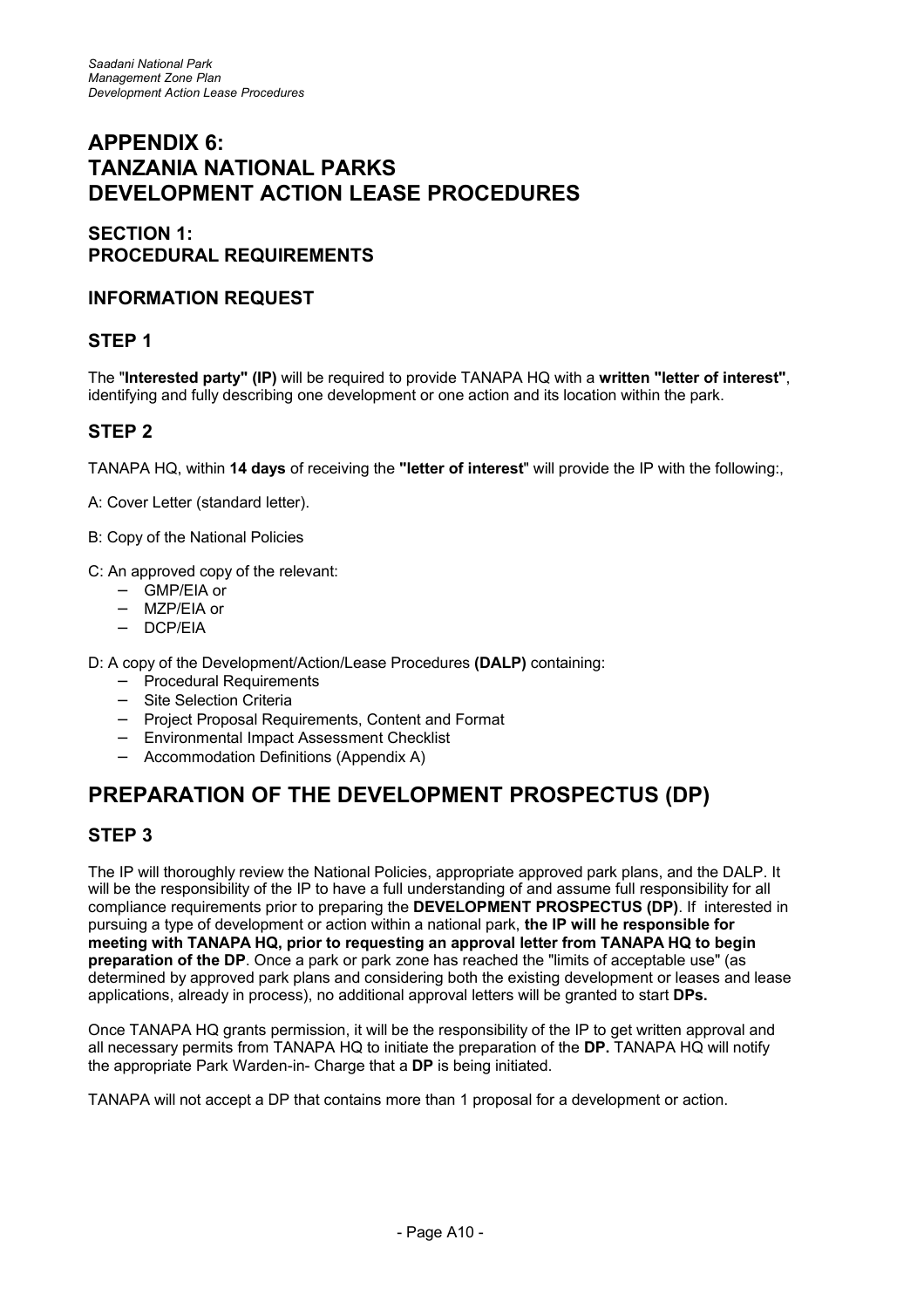# APPENDIX 6: TANZANIA NATIONAL PARKS DEVELOPMENT ACTION LEASE PROCEDURES

## SECTION 1: PROCEDURAL REQUIREMENTS

### INFORMATION REQUEST

### STEP 1

The "**Interested party" (IP)** will be required to provide TANAPA HQ with a **written "letter of interest"**, identifying and fully describing one development or one action and its location within the park.

### STEP 2

TANAPA HQ, within **14 days** of receiving the **"letter of interest**" will provide the IP with the following:,

A: Cover Letter (standard letter).

B: Copy of the National Policies

C: An approved copy of the relevant:

- GMP/EIA or
- MZP/EIA or
- DCP/EIA

D: A copy of the Development/Action/Lease Procedures **(DALP)** containing:

- Procedural Requirements
- Site Selection Criteria
- Project Proposal Requirements, Content and Format
- Environmental Impact Assessment Checklist
- Accommodation Definitions (Appendix A)

## PREPARATION OF THE DEVELOPMENT PROSPECTUS (DP)

### STEP 3

The IP will thoroughly review the National Policies, appropriate approved park plans, and the DALP. It will be the responsibility of the IP to have a full understanding of and assume full responsibility for all compliance requirements prior to preparing the **DEVELOPMENT PROSPECTUS (DP)**. If interested in pursuing a type of development or action within a national park, **the IP will he responsible for meeting with TANAPA HQ, prior to requesting an approval letter from TANAPA HQ to begin preparation of the DP**. Once a park or park zone has reached the "limits of acceptable use" (as determined by approved park plans and considering both the existing development or leases and lease applications, already in process), no additional approval letters will be granted to start **DPs.**

Once TANAPA HQ grants permission, it will be the responsibility of the IP to get written approval and all necessary permits from TANAPA HQ to initiate the preparation of the **DP.** TANAPA HQ will notify the appropriate Park Warden-in- Charge that a **DP** is being initiated.

TANAPA will not accept a DP that contains more than 1 proposal for a development or action.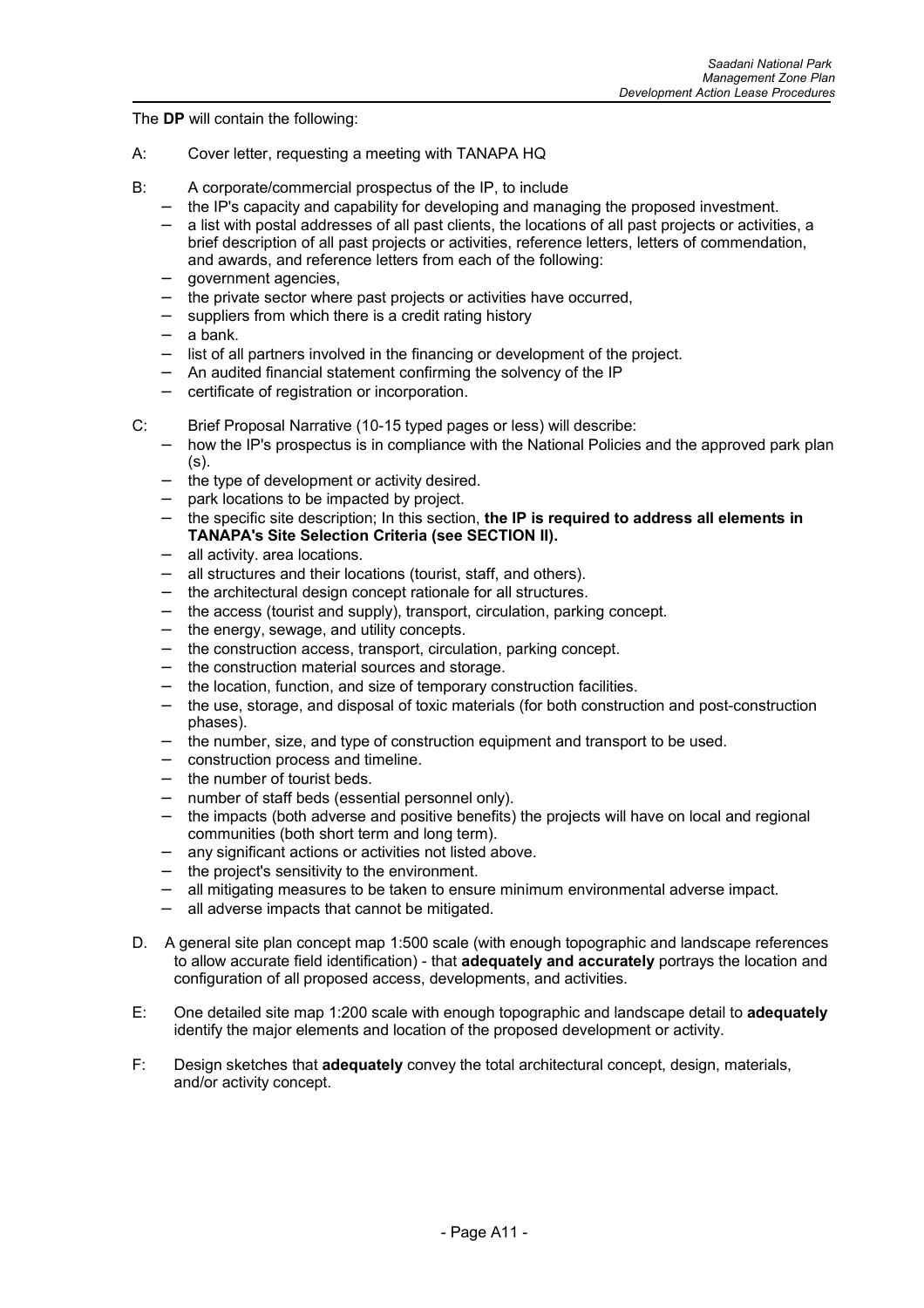The **DP** will contain the following:

A: Cover letter, requesting a meeting with TANAPA HQ

B: A corporate/commercial prospectus of the IP, to include

- the IP's capacity and capability for developing and managing the proposed investment.
- a list with postal addresses of all past clients, the locations of all past projects or activities, a brief description of all past projects or activities, reference letters, letters of commendation, and awards, and reference letters from each of the following:
- government agencies,
- the private sector where past projects or activities have occurred,
- suppliers from which there is a credit rating history
- a bank.
- list of all partners involved in the financing or development of the project.
- An audited financial statement confirming the solvency of the IP
- certificate of registration or incorporation.

C: Brief Proposal Narrative (10-15 typed pages or less) will describe:

- how the IP's prospectus is in compliance with the National Policies and the approved park plan (s).
- the type of development or activity desired.
- park locations to be impacted by project.
- the specific site description; In this section, **the IP is required to address all elements in TANAPA's Site Selection Criteria (see SECTION II).**
- all activity. area locations.
- all structures and their locations (tourist, staff, and others).
- the architectural design concept rationale for all structures.
- the access (tourist and supply), transport, circulation, parking concept.
- the energy, sewage, and utility concepts.
- the construction access, transport, circulation, parking concept.
- the construction material sources and storage.
- the location, function, and size of temporary construction facilities.
- the use, storage, and disposal of toxic materials (for both construction and post-construction phases).
- the number, size, and type of construction equipment and transport to be used.
- construction process and timeline.
- the number of tourist beds.
- number of staff beds (essential personnel only).
- the impacts (both adverse and positive benefits) the projects will have on local and regional communities (both short term and long term).
- any significant actions or activities not listed above.
- the project's sensitivity to the environment.
- all mitigating measures to be taken to ensure minimum environmental adverse impact.
- all adverse impacts that cannot be mitigated.

D. A general site plan concept map 1:500 scale (with enough topographic and landscape references to allow accurate field identification) - that **adequately and accurately** portrays the location and configuration of all proposed access, developments, and activities.

E: One detailed site map 1:200 scale with enough topographic and landscape detail to **adequately** identify the major elements and location of the proposed development or activity.

F: Design sketches that **adequately** convey the total architectural concept, design, materials, and/or activity concept.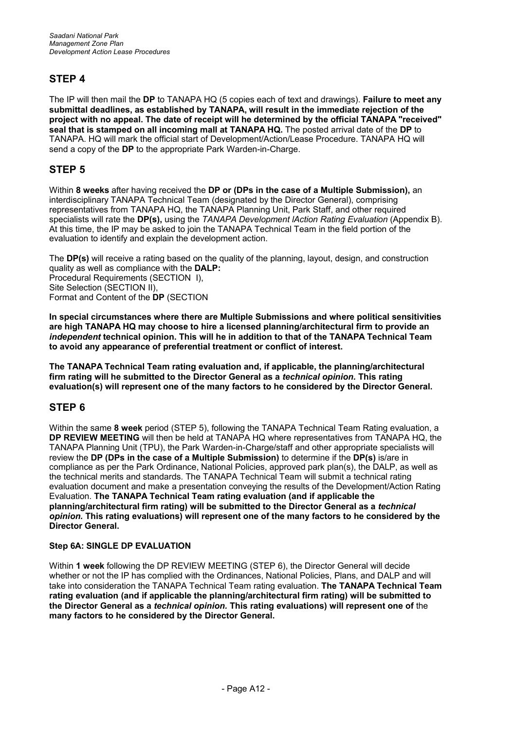## STEP 4

The IP will then mail the **DP** to TANAPA HQ (5 copies each of text and drawings). **Failure to meet any submittal deadlines, as established by TANAPA, will result in the immediate rejection of the project with no appeal. The date of receipt will he determined by the official TANAPA "received" seal that is stamped on all incoming mall at TANAPA HQ.** The posted arrival date of the **DP** to TANAPA. HQ will mark the official start of Development/Action/Lease Procedure. TANAPA HQ will send a copy of the **DP** to the appropriate Park Warden-in-Charge.

## STEP 5

Within **8 weeks** after having received the **DP or (DPs in the case of a Multiple Submission),** an interdisciplinary TANAPA Technical Team (designated by the Director General), comprising representatives from TANAPA HQ, the TANAPA Planning Unit, Park Staff, and other required specialists will rate the **DP(s),** using the *TANAPA Development lAction Rating Evaluation* (Appendix B). At this time, the IP may be asked to join the TANAPA Technical Team in the field portion of the evaluation to identify and explain the development action.

The **DP(s)** will receive a rating based on the quality of the planning, layout, design, and construction quality as well as compliance with the **DALP:**
Procedural Requirements (SECTION I),
Site Selection (SECTION II),
Format and Content of the **DP** (SECTION

**In special circumstances where there are Multiple Submissions and where political sensitivities are high TANAPA HQ may choose to hire a licensed planning/architectural firm to provide an *independent* technical opinion. This will he in addition to that of the TANAPA Technical Team to avoid any appearance of preferential treatment or conflict of interest.**

**The TANAPA Technical Team rating evaluation and, if applicable, the planning/architectural firm rating will he submitted to the Director General as a *technical opinion.* This rating evaluation(s) will represent one of the many factors to he considered by the Director General.**

## STEP 6

Within the same **8 week** period (STEP 5), following the TANAPA Technical Team Rating evaluation, a **DP REVIEW MEETING** will then be held at TANAPA HQ where representatives from TANAPA HQ, the TANAPA Planning Unit (TPU), the Park Warden-in-Charge/staff and other appropriate specialists will review the **DP (DPs in the case of a Multiple Submission)** to determine if the **DP(s)** is/are in compliance as per the Park Ordinance, National Policies, approved park plan(s), the DALP, as well as the technical merits and standards. The TANAPA Technical Team will submit a technical rating evaluation document and make a presentation conveying the results of the Development/Action Rating Evaluation. **The TANAPA Technical Team rating evaluation (and if applicable the planning/architectural firm rating) will be submitted to the Director General as a *technical opinion.* This rating evaluations) will represent one of the many factors to he considered by the Director General.**

#### Step 6A: SINGLE DP EVALUATION

Within **1 week** following the DP REVIEW MEETING (STEP 6), the Director General will decide whether or not the IP has complied with the Ordinances, National Policies, Plans, and DALP and will take into consideration the TANAPA Technical Team rating evaluation. **The TANAPA Technical Team rating evaluation (and if applicable the planning/architectural firm rating) will be submitted to the Director General as a *technical opinion.* This rating evaluations) will represent one of** the **many factors to he considered by the Director General.**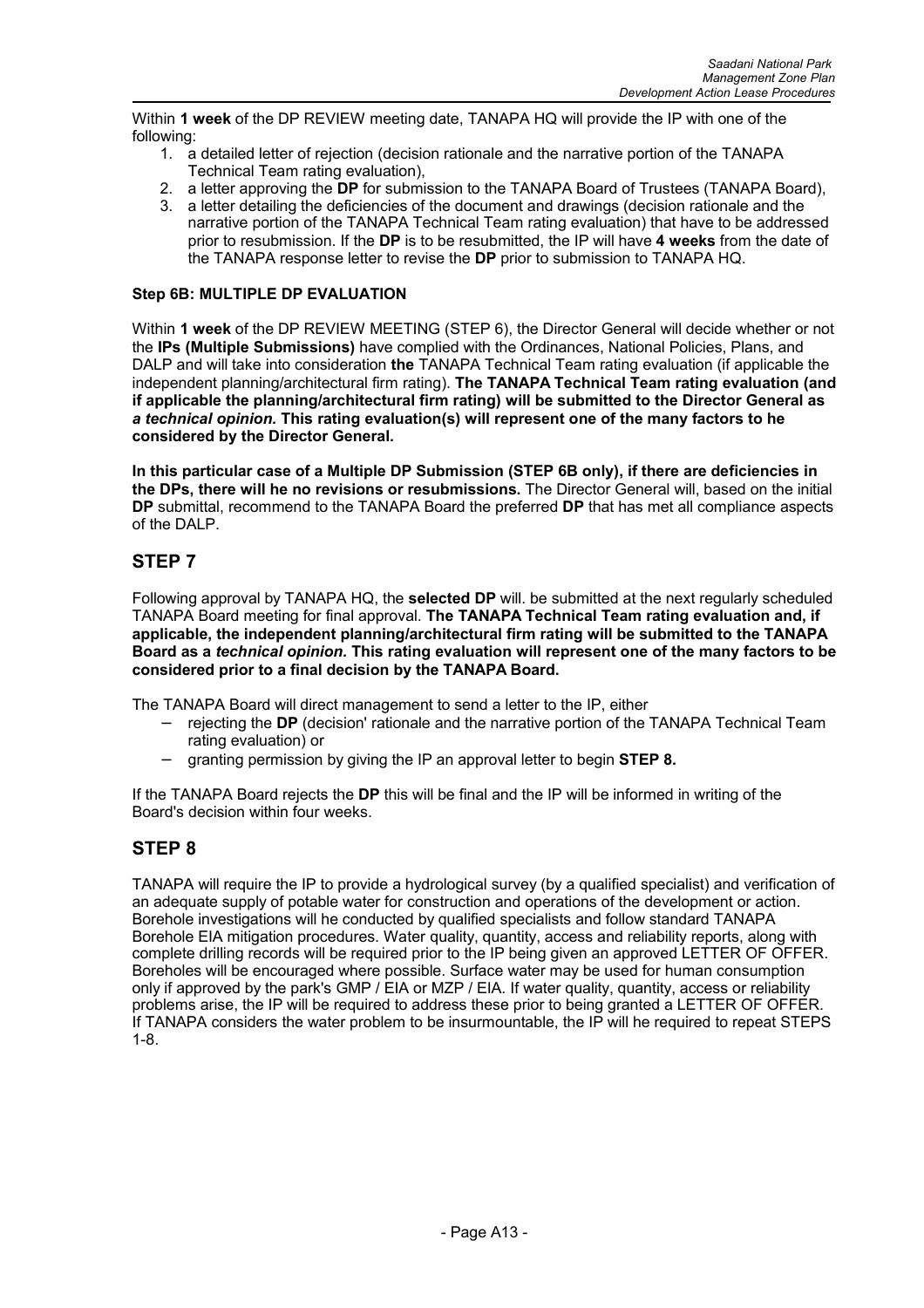Within **1 week** of the DP REVIEW meeting date, TANAPA HQ will provide the IP with one of the following:

1. a detailed letter of rejection (decision rationale and the narrative portion of the TANAPA Technical Team rating evaluation),
2. a letter approving the **DP** for submission to the TANAPA Board of Trustees (TANAPA Board),
3. a letter detailing the deficiencies of the document and drawings (decision rationale and the narrative portion of the TANAPA Technical Team rating evaluation) that have to be addressed prior to resubmission. If the **DP** is to be resubmitted, the IP will have **4 weeks** from the date of the TANAPA response letter to revise the **DP** prior to submission to TANAPA HQ.

**Step 6B: MULTIPLE DP EVALUATION**

Within **1 week** of the DP REVIEW MEETING (STEP 6), the Director General will decide whether or not the **IPs (Multiple Submissions)** have complied with the Ordinances, National Policies, Plans, and DALP and will take into consideration **the** TANAPA Technical Team rating evaluation (if applicable the independent planning/architectural firm rating). **The TANAPA Technical Team rating evaluation (and if applicable the planning/architectural firm rating) will be submitted to the Director General as *a technical opinion.* This rating evaluation(s) will represent one of the many factors to he considered by the Director General.**

**In this particular case of a Multiple DP Submission (STEP 6B only), if there are deficiencies in the DPs, there will he no revisions or resubmissions.** The Director General will, based on the initial **DP** submittal, recommend to the TANAPA Board the preferred **DP** that has met all compliance aspects of the DALP.

## STEP 7

Following approval by TANAPA HQ, the **selected DP** will. be submitted at the next regularly scheduled TANAPA Board meeting for final approval. **The TANAPA Technical Team rating evaluation and, if applicable, the independent planning/architectural firm rating will be submitted to the TANAPA Board as a *technical opinion.* This rating evaluation will represent one of the many factors to be considered prior to a final decision by the TANAPA Board.**

The TANAPA Board will direct management to send a letter to the IP, either

- rejecting the **DP** (decision' rationale and the narrative portion of the TANAPA Technical Team rating evaluation) or
- granting permission by giving the IP an approval letter to begin **STEP 8.**

If the TANAPA Board rejects the **DP** this will be final and the IP will be informed in writing of the Board's decision within four weeks.

## STEP 8

TANAPA will require the IP to provide a hydrological survey (by a qualified specialist) and verification of an adequate supply of potable water for construction and operations of the development or action. Borehole investigations will he conducted by qualified specialists and follow standard TANAPA Borehole EIA mitigation procedures. Water quality, quantity, access and reliability reports, along with complete drilling records will be required prior to the IP being given an approved LETTER OF OFFER. Boreholes will be encouraged where possible. Surface water may be used for human consumption only if approved by the park's GMP / EIA or MZP / EIA. If water quality, quantity, access or reliability problems arise, the IP will be required to address these prior to being granted a LETTER OF OFFER. If TANAPA considers the water problem to be insurmountable, the IP will he required to repeat STEPS 1-8.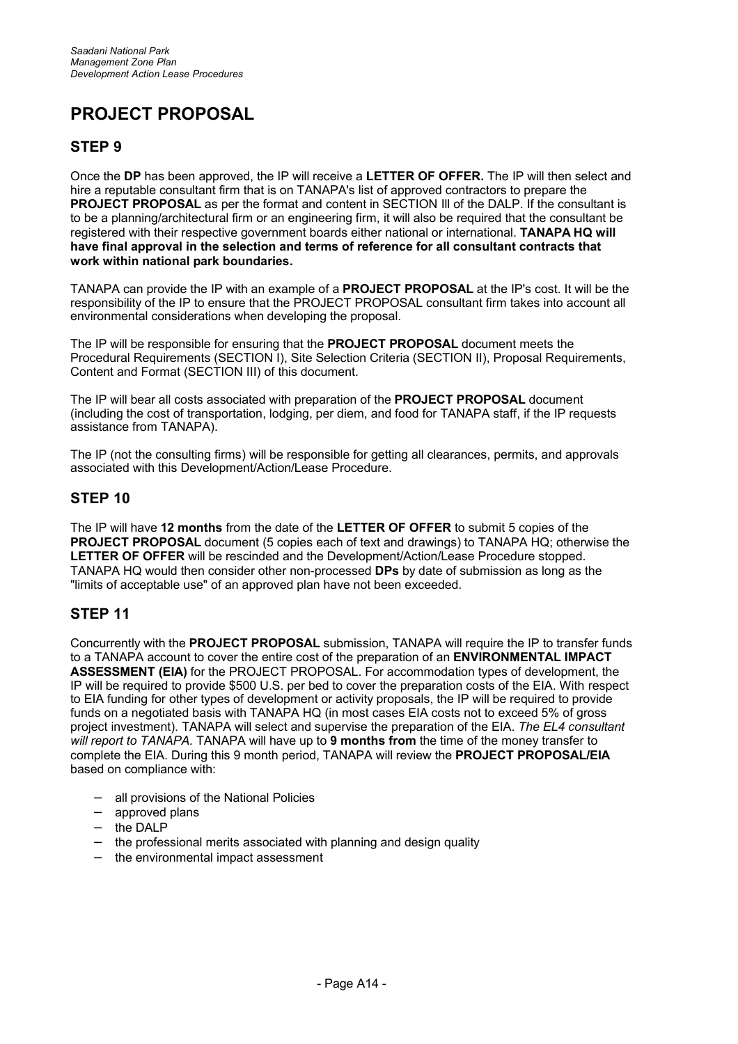# PROJECT PROPOSAL

## STEP 9

Once the **DP** has been approved, the IP will receive a **LETTER OF OFFER.** The IP will then select and hire a reputable consultant firm that is on TANAPA's list of approved contractors to prepare the **PROJECT PROPOSAL** as per the format and content in SECTION Ill of the DALP. If the consultant is to be a planning/architectural firm or an engineering firm, it will also be required that the consultant be registered with their respective government boards either national or international. **TANAPA HQ will have final approval in the selection and terms of reference for all consultant contracts that work within national park boundaries.**

TANAPA can provide the IP with an example of a **PROJECT PROPOSAL** at the IP's cost. It will be the responsibility of the IP to ensure that the PROJECT PROPOSAL consultant firm takes into account all environmental considerations when developing the proposal.

The IP will be responsible for ensuring that the **PROJECT PROPOSAL** document meets the Procedural Requirements (SECTION I), Site Selection Criteria (SECTION II), Proposal Requirements, Content and Format (SECTION III) of this document.

The IP will bear all costs associated with preparation of the **PROJECT PROPOSAL** document (including the cost of transportation, lodging, per diem, and food for TANAPA staff, if the IP requests assistance from TANAPA).

The IP (not the consulting firms) will be responsible for getting all clearances, permits, and approvals associated with this Development/Action/Lease Procedure.

## STEP 10

The IP will have **12 months** from the date of the **LETTER OF OFFER** to submit 5 copies of the **PROJECT PROPOSAL** document (5 copies each of text and drawings) to TANAPA HQ; otherwise the **LETTER OF OFFER** will be rescinded and the Development/Action/Lease Procedure stopped. TANAPA HQ would then consider other non-processed **DPs** by date of submission as long as the "limits of acceptable use" of an approved plan have not been exceeded.

## STEP 11

Concurrently with the **PROJECT PROPOSAL** submission, TANAPA will require the IP to transfer funds to a TANAPA account to cover the entire cost of the preparation of an **ENVIRONMENTAL IMPACT ASSESSMENT (EIA)** for the PROJECT PROPOSAL. For accommodation types of development, the IP will be required to provide $500 U.S. per bed to cover the preparation costs of the EIA. With respect to EIA funding for other types of development or activity proposals, the IP will be required to provide funds on a negotiated basis with TANAPA HQ (in most cases EIA costs not to exceed 5% of gross project investment). TANAPA will select and supervise the preparation of the EIA. *The EL4 consultant will report to TANAPA.* TANAPA will have up to **9 months from** the time of the money transfer to complete the EIA. During this 9 month period, TANAPA will review the **PROJECT PROPOSAL/EIA** based on compliance with:

- all provisions of the National Policies
- approved plans
- the DALP
- the professional merits associated with planning and design quality
- the environmental impact assessment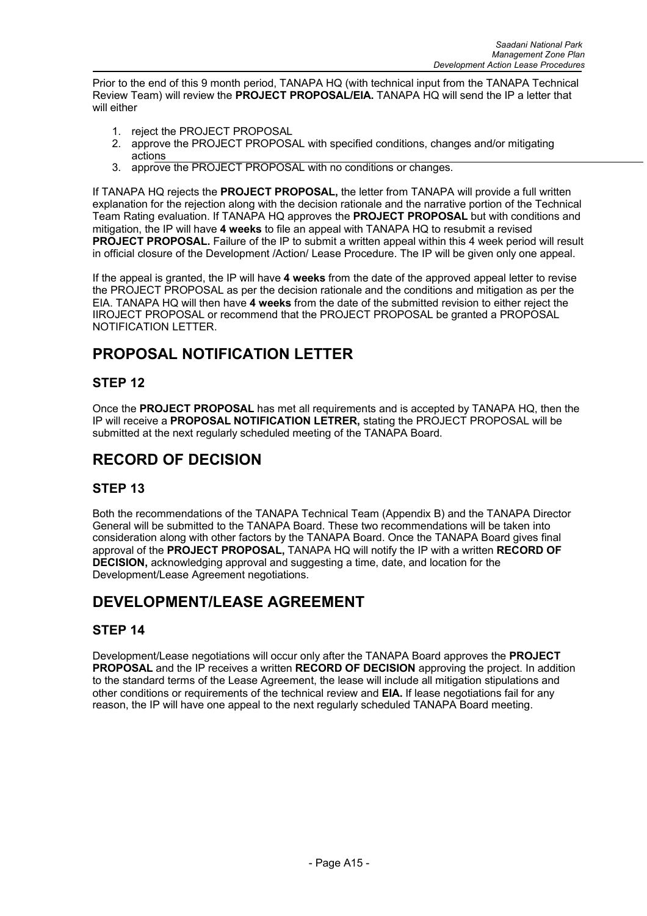Prior to the end of this 9 month period, TANAPA HQ (with technical input from the TANAPA Technical Review Team) will review the **PROJECT PROPOSAL/EIA.** TANAPA HQ will send the IP a letter that will either

1. reject the PROJECT PROPOSAL
2. approve the PROJECT PROPOSAL with specified conditions, changes and/or mitigating actions
3. approve the PROJECT PROPOSAL with no conditions or changes.

If TANAPA HQ rejects the **PROJECT PROPOSAL,** the letter from TANAPA will provide a full written explanation for the rejection along with the decision rationale and the narrative portion of the Technical Team Rating evaluation. If TANAPA HQ approves the **PROJECT PROPOSAL** but with conditions and mitigation, the IP will have **4 weeks** to file an appeal with TANAPA HQ to resubmit a revised **PROJECT PROPOSAL.** Failure of the IP to submit a written appeal within this 4 week period will result in official closure of the Development /Action/ Lease Procedure. The IP will be given only one appeal.

If the appeal is granted, the IP will have **4 weeks** from the date of the approved appeal letter to revise the PROJECT PROPOSAL as per the decision rationale and the conditions and mitigation as per the EIA. TANAPA HQ will then have **4 weeks** from the date of the submitted revision to either reject the IIROJECT PROPOSAL or recommend that the PROJECT PROPOSAL be granted a PROPOSAL NOTIFICATION LETTER.

# PROPOSAL NOTIFICATION LETTER

## STEP 12

Once the **PROJECT PROPOSAL** has met all requirements and is accepted by TANAPA HQ, then the IP will receive a **PROPOSAL NOTIFICATION LETRER,** stating the PROJECT PROPOSAL will be submitted at the next regularly scheduled meeting of the TANAPA Board.

# RECORD OF DECISION

## STEP 13

Both the recommendations of the TANAPA Technical Team (Appendix B) and the TANAPA Director General will be submitted to the TANAPA Board. These two recommendations will be taken into consideration along with other factors by the TANAPA Board. Once the TANAPA Board gives final approval of the **PROJECT PROPOSAL,** TANAPA HQ will notify the IP with a written **RECORD OF DECISION,** acknowledging approval and suggesting a time, date, and location for the Development/Lease Agreement negotiations.

# DEVELOPMENT/LEASE AGREEMENT

## STEP 14

Development/Lease negotiations will occur only after the TANAPA Board approves the **PROJECT PROPOSAL** and the IP receives a written **RECORD OF DECISION** approving the project. In addition to the standard terms of the Lease Agreement, the lease will include all mitigation stipulations and other conditions or requirements of the technical review and **EIA.** If lease negotiations fail for any reason, the IP will have one appeal to the next regularly scheduled TANAPA Board meeting.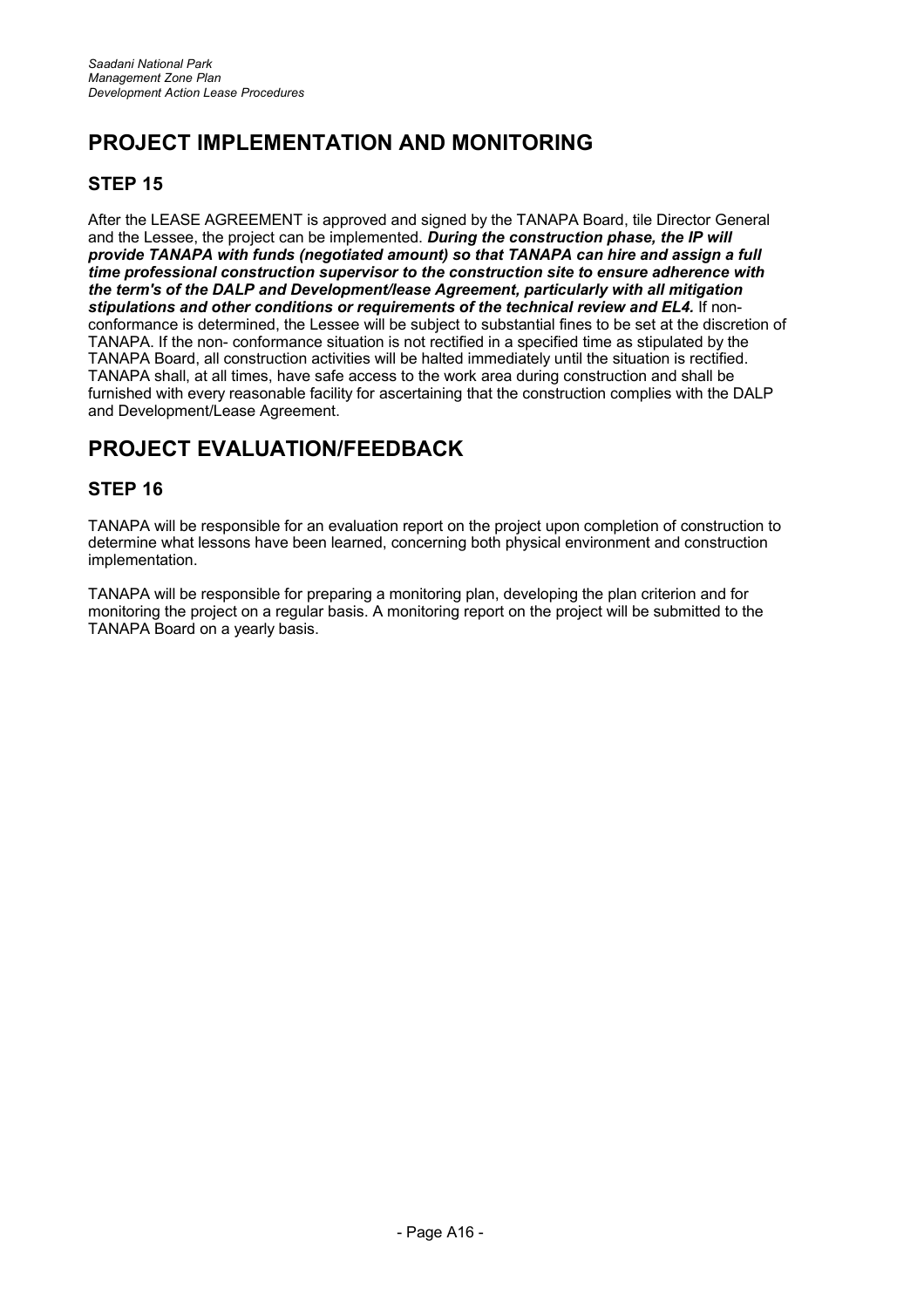# PROJECT IMPLEMENTATION AND MONITORING

## STEP 15

After the LEASE AGREEMENT is approved and signed by the TANAPA Board, tile Director General and the Lessee, the project can be implemented. ***During the construction phase, the IP will provide TANAPA with funds (negotiated amount) so that TANAPA can hire and assign a full time professional construction supervisor to the construction site to ensure adherence with the term's of the DALP and Development/lease Agreement, particularly with all mitigation stipulations and other conditions or requirements of the technical review and EL4.*** If non-conformance is determined, the Lessee will be subject to substantial fines to be set at the discretion of TANAPA. If the non- conformance situation is not rectified in a specified time as stipulated by the TANAPA Board, all construction activities will be halted immediately until the situation is rectified. TANAPA shall, at all times, have safe access to the work area during construction and shall be furnished with every reasonable facility for ascertaining that the construction complies with the DALP and Development/Lease Agreement.

# PROJECT EVALUATION/FEEDBACK

## STEP 16

TANAPA will be responsible for an evaluation report on the project upon completion of construction to determine what lessons have been learned, concerning both physical environment and construction implementation.

TANAPA will be responsible for preparing a monitoring plan, developing the plan criterion and for monitoring the project on a regular basis. A monitoring report on the project will be submitted to the TANAPA Board on a yearly basis.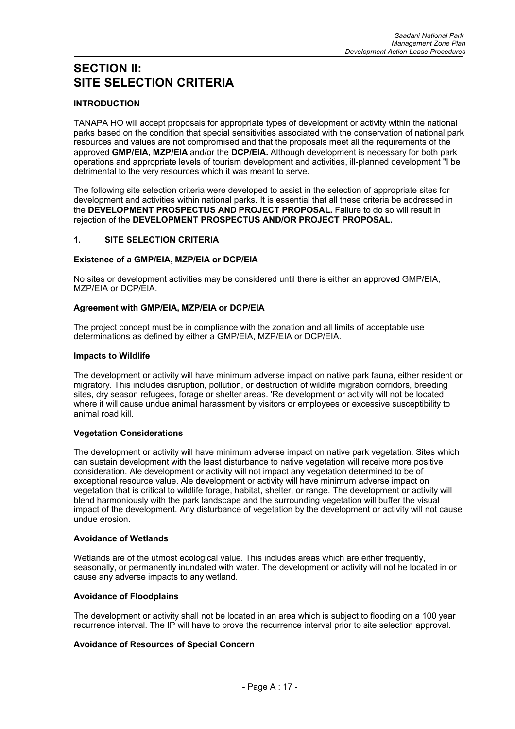# SECTION II: SITE SELECTION CRITERIA

## INTRODUCTION

TANAPA HO will accept proposals for appropriate types of development or activity within the national parks based on the condition that special sensitivities associated with the conservation of national park resources and values are not compromised and that the proposals meet all the requirements of the approved **GMP/EIA, MZP/EIA** and/or the **DCP/EIA.** Although development is necessary for both park operations and appropriate levels of tourism development and activities, ill-planned development "I be detrimental to the very resources which it was meant to serve.

The following site selection criteria were developed to assist in the selection of appropriate sites for development and activities within national parks. It is essential that all these criteria be addressed in the **DEVELOPMENT PROSPECTUS AND PROJECT PROPOSAL.** Failure to do so will result in rejection of the **DEVELOPMENT PROSPECTUS AND/OR PROJECT PROPOSAL.**

## 1. SITE SELECTION CRITERIA

### Existence of a GMP/EIA, MZP/EIA or DCP/EIA

No sites or development activities may be considered until there is either an approved GMP/EIA, MZP/EIA or DCP/EIA.

### Agreement with GMP/EIA, MZP/EIA or DCP/EIA

The project concept must be in compliance with the zonation and all limits of acceptable use determinations as defined by either a GMP/EIA, MZP/EIA or DCP/EIA.

### Impacts to Wildlife

The development or activity will have minimum adverse impact on native park fauna, either resident or migratory. This includes disruption, pollution, or destruction of wildlife migration corridors, breeding sites, dry season refugees, forage or shelter areas. 'Re development or activity will not be located where it will cause undue animal harassment by visitors or employees or excessive susceptibility to animal road kill.

### Vegetation Considerations

The development or activity will have minimum adverse impact on native park vegetation. Sites which can sustain development with the least disturbance to native vegetation will receive more positive consideration. Ale development or activity will not impact any vegetation determined to be of exceptional resource value. Ale development or activity will have minimum adverse impact on vegetation that is critical to wildlife forage, habitat, shelter, or range. The development or activity will blend harmoniously with the park landscape and the surrounding vegetation will buffer the visual impact of the development. Any disturbance of vegetation by the development or activity will not cause undue erosion.

### Avoidance of Wetlands

Wetlands are of the utmost ecological value. This includes areas which are either frequently, seasonally, or permanently inundated with water. The development or activity will not he located in or cause any adverse impacts to any wetland.

### Avoidance of Floodplains

The development or activity shall not be located in an area which is subject to flooding on a 100 year recurrence interval. The IP will have to prove the recurrence interval prior to site selection approval.

### Avoidance of Resources of Special Concern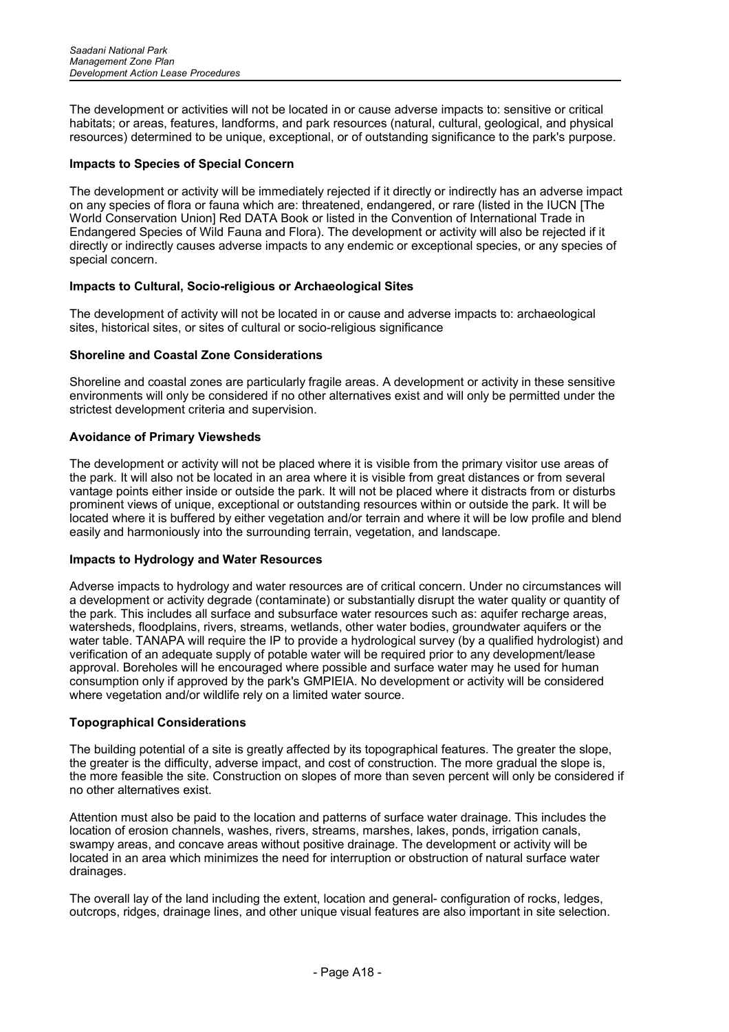The development or activities will not be located in or cause adverse impacts to: sensitive or critical habitats; or areas, features, landforms, and park resources (natural, cultural, geological, and physical resources) determined to be unique, exceptional, or of outstanding significance to the park's purpose.

**Impacts to Species of Special Concern**

The development or activity will be immediately rejected if it directly or indirectly has an adverse impact on any species of flora or fauna which are: threatened, endangered, or rare (listed in the IUCN [The World Conservation Union] Red DATA Book or listed in the Convention of International Trade in Endangered Species of Wild Fauna and Flora). The development or activity will also be rejected if it directly or indirectly causes adverse impacts to any endemic or exceptional species, or any species of special concern.

**Impacts to Cultural, Socio-religious or Archaeological Sites**

The development of activity will not be located in or cause and adverse impacts to: archaeological sites, historical sites, or sites of cultural or socio-religious significance

**Shoreline and Coastal Zone Considerations**

Shoreline and coastal zones are particularly fragile areas. A development or activity in these sensitive environments will only be considered if no other alternatives exist and will only be permitted under the strictest development criteria and supervision.

**Avoidance of Primary Viewsheds**

The development or activity will not be placed where it is visible from the primary visitor use areas of the park. It will also not be located in an area where it is visible from great distances or from several vantage points either inside or outside the park. It will not be placed where it distracts from or disturbs prominent views of unique, exceptional or outstanding resources within or outside the park. It will be located where it is buffered by either vegetation and/or terrain and where it will be low profile and blend easily and harmoniously into the surrounding terrain, vegetation, and landscape.

**Impacts to Hydrology and Water Resources**

Adverse impacts to hydrology and water resources are of critical concern. Under no circumstances will a development or activity degrade (contaminate) or substantially disrupt the water quality or quantity of the park. This includes all surface and subsurface water resources such as: aquifer recharge areas, watersheds, floodplains, rivers, streams, wetlands, other water bodies, groundwater aquifers or the water table. TANAPA will require the IP to provide a hydrological survey (by a qualified hydrologist) and verification of an adequate supply of potable water will be required prior to any development/lease approval. Boreholes will he encouraged where possible and surface water may he used for human consumption only if approved by the park's GMPIEIA. No development or activity will be considered where vegetation and/or wildlife rely on a limited water source.

**Topographical Considerations**

The building potential of a site is greatly affected by its topographical features. The greater the slope, the greater is the difficulty, adverse impact, and cost of construction. The more gradual the slope is, the more feasible the site. Construction on slopes of more than seven percent will only be considered if no other alternatives exist.

Attention must also be paid to the location and patterns of surface water drainage. This includes the location of erosion channels, washes, rivers, streams, marshes, lakes, ponds, irrigation canals, swampy areas, and concave areas without positive drainage. The development or activity will be located in an area which minimizes the need for interruption or obstruction of natural surface water drainages.

The overall lay of the land including the extent, location and general- configuration of rocks, ledges, outcrops, ridges, drainage lines, and other unique visual features are also important in site selection.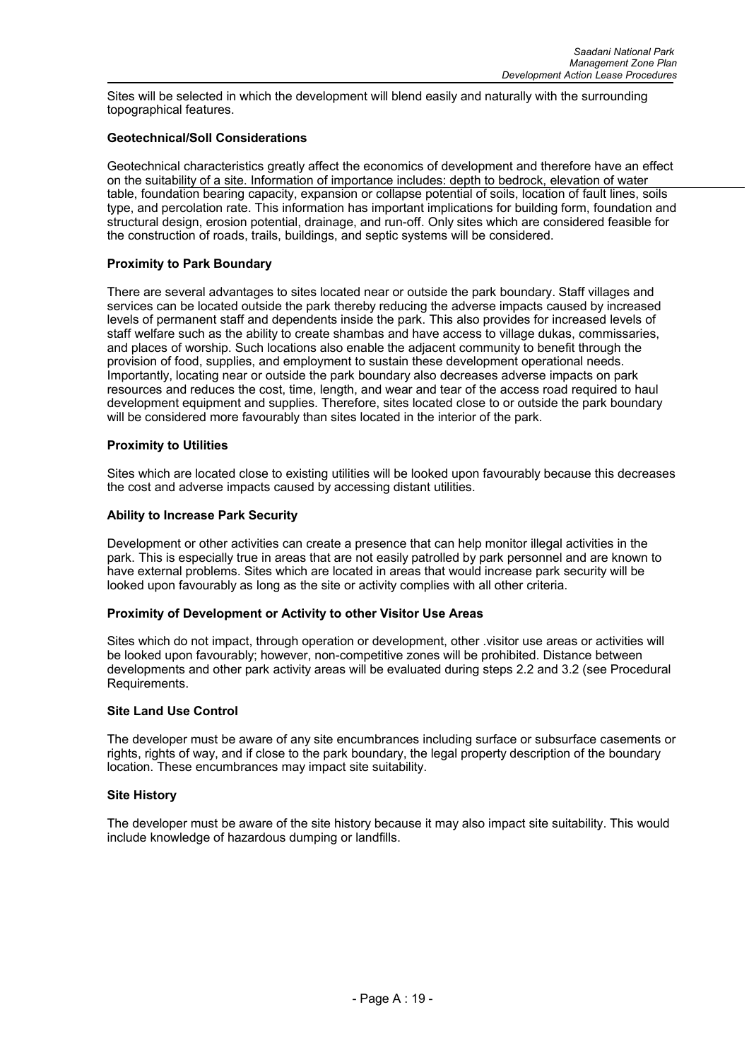Sites will be selected in which the development will blend easily and naturally with the surrounding topographical features.

**Geotechnical/Soil Considerations**

Geotechnical characteristics greatly affect the economics of development and therefore have an effect on the suitability of a site. Information of importance includes: depth to bedrock, elevation of water table, foundation bearing capacity, expansion or collapse potential of soils, location of fault lines, soils type, and percolation rate. This information has important implications for building form, foundation and structural design, erosion potential, drainage, and run-off. Only sites which are considered feasible for the construction of roads, trails, buildings, and septic systems will be considered.

**Proximity to Park Boundary**

There are several advantages to sites located near or outside the park boundary. Staff villages and services can be located outside the park thereby reducing the adverse impacts caused by increased levels of permanent staff and dependents inside the park. This also provides for increased levels of staff welfare such as the ability to create shambas and have access to village dukas, commissaries, and places of worship. Such locations also enable the adjacent community to benefit through the provision of food, supplies, and employment to sustain these development operational needs. Importantly, locating near or outside the park boundary also decreases adverse impacts on park resources and reduces the cost, time, length, and wear and tear of the access road required to haul development equipment and supplies. Therefore, sites located close to or outside the park boundary will be considered more favourably than sites located in the interior of the park.

**Proximity to Utilities**

Sites which are located close to existing utilities will be looked upon favourably because this decreases the cost and adverse impacts caused by accessing distant utilities.

**Ability to Increase Park Security**

Development or other activities can create a presence that can help monitor illegal activities in the park. This is especially true in areas that are not easily patrolled by park personnel and are known to have external problems. Sites which are located in areas that would increase park security will be looked upon favourably as long as the site or activity complies with all other criteria.

**Proximity of Development or Activity to other Visitor Use Areas**

Sites which do not impact, through operation or development, other .visitor use areas or activities will be looked upon favourably; however, non-competitive zones will be prohibited. Distance between developments and other park activity areas will be evaluated during steps 2.2 and 3.2 (see Procedural Requirements.

**Site Land Use Control**

The developer must be aware of any site encumbrances including surface or subsurface casements or rights, rights of way, and if close to the park boundary, the legal property description of the boundary location. These encumbrances may impact site suitability.

**Site History**

The developer must be aware of the site history because it may also impact site suitability. This would include knowledge of hazardous dumping or landfills.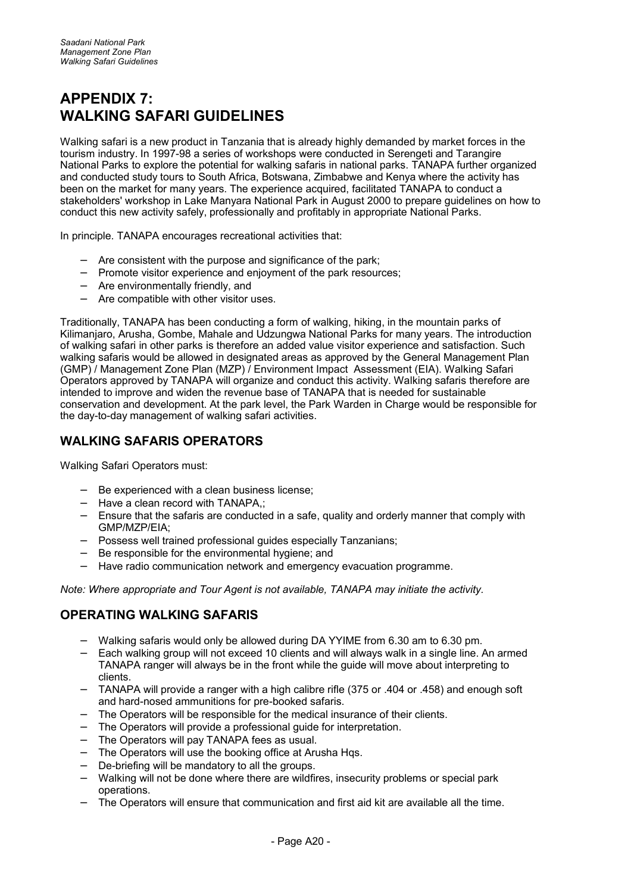# APPENDIX 7: WALKING SAFARI GUIDELINES

Walking safari is a new product in Tanzania that is already highly demanded by market forces in the tourism industry. In 1997-98 a series of workshops were conducted in Serengeti and Tarangire National Parks to explore the potential for walking safaris in national parks. TANAPA further organized and conducted study tours to South Africa, Botswana, Zimbabwe and Kenya where the activity has been on the market for many years. The experience acquired, facilitated TANAPA to conduct a stakeholders' workshop in Lake Manyara National Park in August 2000 to prepare guidelines on how to conduct this new activity safely, professionally and profitably in appropriate National Parks.

In principle. TANAPA encourages recreational activities that:

- Are consistent with the purpose and significance of the park;
- Promote visitor experience and enjoyment of the park resources;
- Are environmentally friendly, and
- Are compatible with other visitor uses.

Traditionally, TANAPA has been conducting a form of walking, hiking, in the mountain parks of Kilimanjaro, Arusha, Gombe, Mahale and Udzungwa National Parks for many years. The introduction of walking safari in other parks is therefore an added value visitor experience and satisfaction. Such walking safaris would be allowed in designated areas as approved by the General Management Plan (GMP) / Management Zone Plan (MZP) / Environment Impact Assessment (EIA). Walking Safari Operators approved by TANAPA will organize and conduct this activity. Walking safaris therefore are intended to improve and widen the revenue base of TANAPA that is needed for sustainable conservation and development. At the park level, the Park Warden in Charge would be responsible for the day-to-day management of walking safari activities.

## WALKING SAFARIS OPERATORS

Walking Safari Operators must:

- Be experienced with a clean business license;
- Have a clean record with TANAPA,;
- Ensure that the safaris are conducted in a safe, quality and orderly manner that comply with GMP/MZP/EIA;
- Possess well trained professional guides especially Tanzanians;
- Be responsible for the environmental hygiene; and
- Have radio communication network and emergency evacuation programme.

*Note: Where appropriate and Tour Agent is not available, TANAPA may initiate the activity.*

## OPERATING WALKING SAFARIS

- Walking safaris would only be allowed during DA YYIME from 6.30 am to 6.30 pm.
- Each walking group will not exceed 10 clients and will always walk in a single line. An armed TANAPA ranger will always be in the front while the guide will move about interpreting to clients.
- TANAPA will provide a ranger with a high calibre rifle (375 or .404 or .458) and enough soft and hard-nosed ammunitions for pre-booked safaris.
- The Operators will be responsible for the medical insurance of their clients.
- The Operators will provide a professional guide for interpretation.
- The Operators will pay TANAPA fees as usual.
- The Operators will use the booking office at Arusha Hqs.
- De-briefing will be mandatory to all the groups.
- Walking will not be done where there are wildfires, insecurity problems or special park operations.
- The Operators will ensure that communication and first aid kit are available all the time.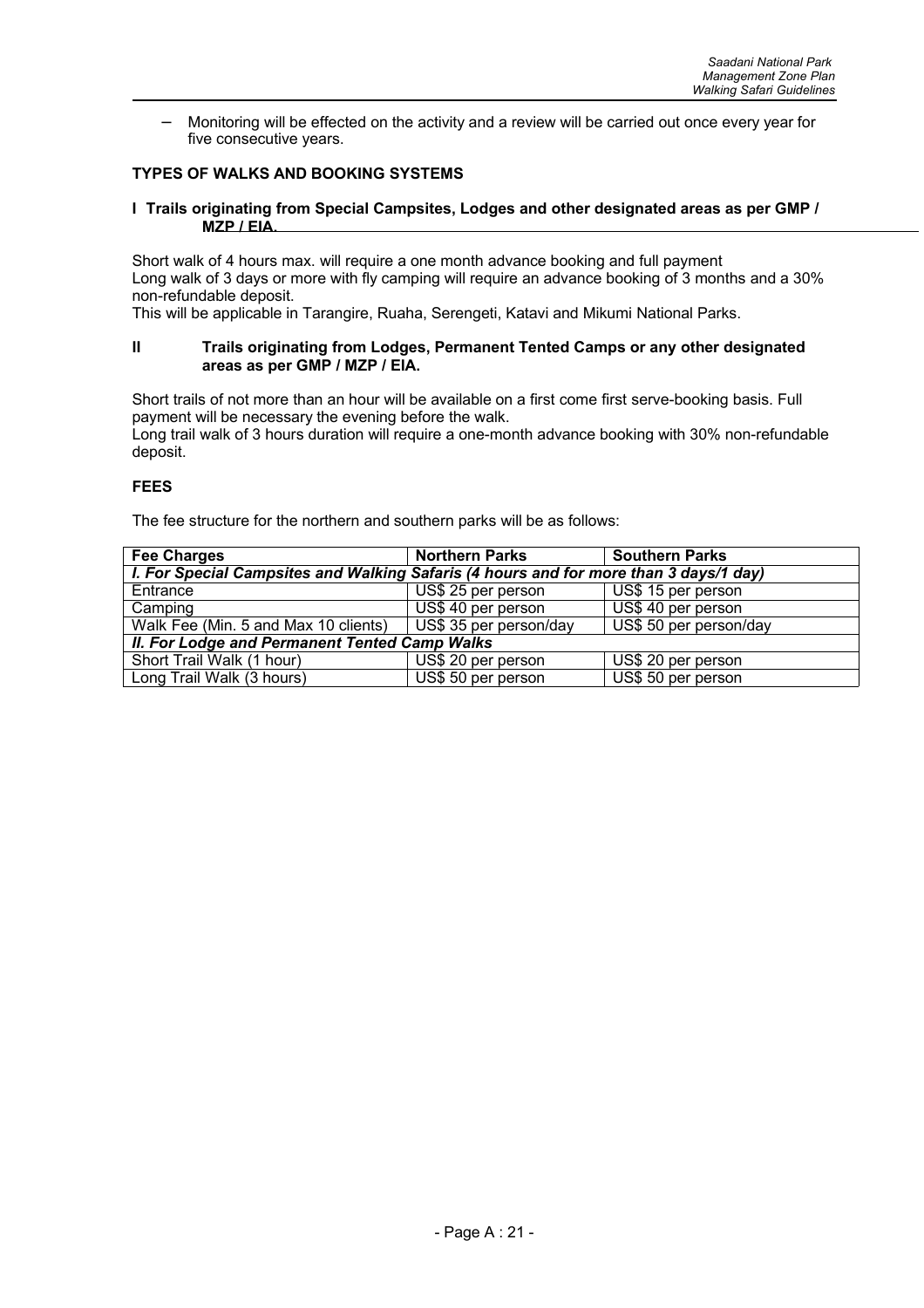- Monitoring will be effected on the activity and a review will be carried out once every year for five consecutive years.

**TYPES OF WALKS AND BOOKING SYSTEMS**

**I Trails originating from Special Campsites, Lodges and other designated areas as per GMP / MZP / EIA.**

Short walk of 4 hours max. will require a one month advance booking and full payment
Long walk of 3 days or more with fly camping will require an advance booking of 3 months and a 30% non-refundable deposit.
This will be applicable in Tarangire, Ruaha, Serengeti, Katavi and Mikumi National Parks.

**II Trails originating from Lodges, Permanent Tented Camps or any other designated areas as per GMP / MZP / EIA.**

Short trails of not more than an hour will be available on a first come first serve-booking basis. Full payment will be necessary the evening before the walk.
Long trail walk of 3 hours duration will require a one-month advance booking with 30% non-refundable deposit.

**FEES**

The fee structure for the northern and southern parks will be as follows:

| Fee Charges | Northern Parks | Southern Parks |
|---|---|---|
| ***I. For Special Campsites and Walking Safaris (4 hours and for more than 3 days/1 day)*** | | |
| Entrance | US$ 25 per person | US$ 15 per person |
| Camping | US$ 40 per person | US$ 40 per person |
| Walk Fee (Min. 5 and Max 10 clients) | US$ 35 per person/day | US$ 50 per person/day |
| ***II. For Lodge and Permanent Tented Camp Walks*** | | |
| Short Trail Walk (1 hour) | US$ 20 per person | US$ 20 per person |
| Long Trail Walk (3 hours) | US$ 50 per person | US$ 50 per person |